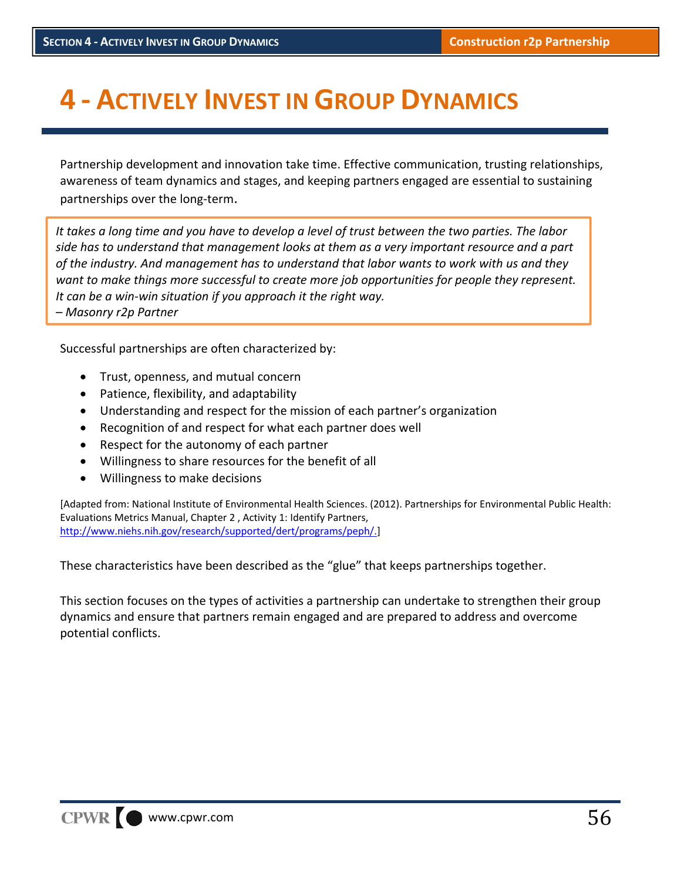# 4 - ACTIVELY INVEST IN GROUP DYNAMICS

Partnership development and innovation take time. Effective communication, trusting relationships, awareness of team dynamics and stages, and keeping partners engaged are essential to sustaining partnerships over the long-term.

> *It takes a long time and you have to develop a level of trust between the two parties. The labor side has to understand that management looks at them as a very important resource and a part of the industry. And management has to understand that labor wants to work with us and they want to make things more successful to create more job opportunities for people they represent. It can be a win-win situation if you approach it the right way.*
> *– Masonry r2p Partner*

Successful partnerships are often characterized by:

- Trust, openness, and mutual concern
- Patience, flexibility, and adaptability
- Understanding and respect for the mission of each partner's organization
- Recognition of and respect for what each partner does well
- Respect for the autonomy of each partner
- Willingness to share resources for the benefit of all
- Willingness to make decisions

[Adapted from: National Institute of Environmental Health Sciences. (2012). Partnerships for Environmental Public Health: Evaluations Metrics Manual, Chapter 2 , Activity 1: Identify Partners, http://www.niehs.nih.gov/research/supported/dert/programs/peph/.]

These characteristics have been described as the "glue" that keeps partnerships together.

This section focuses on the types of activities a partnership can undertake to strengthen their group dynamics and ensure that partners remain engaged and are prepared to address and overcome potential conflicts.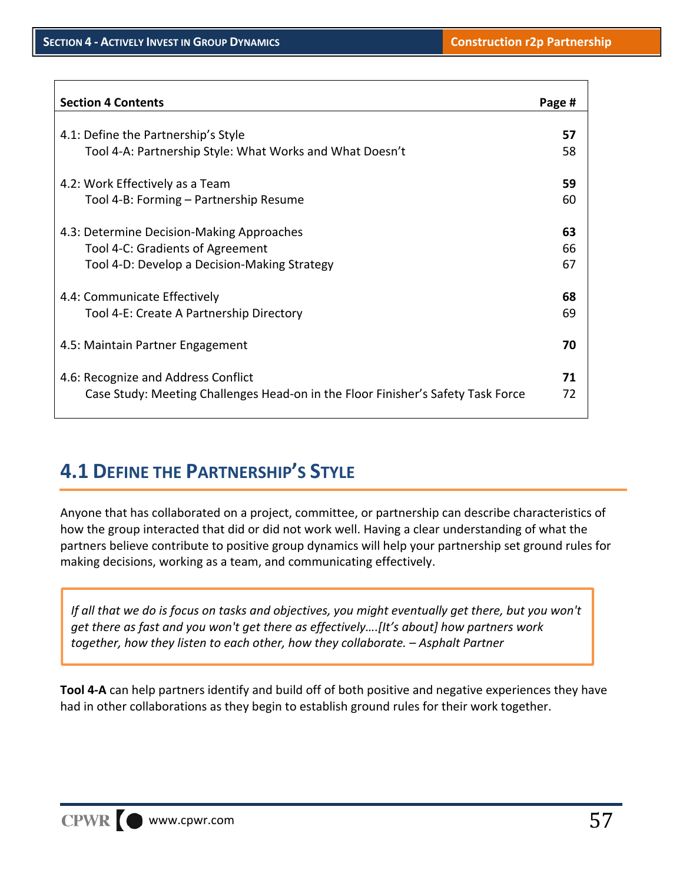| Section 4 Contents | Page # |
|---|---|
| 4.1: Define the Partnership's Style | **57** |
| Tool 4-A: Partnership Style: What Works and What Doesn't | 58 |
| 4.2: Work Effectively as a Team | **59** |
| Tool 4-B: Forming – Partnership Resume | 60 |
| 4.3: Determine Decision-Making Approaches | **63** |
| Tool 4-C: Gradients of Agreement | 66 |
| Tool 4-D: Develop a Decision-Making Strategy | 67 |
| 4.4: Communicate Effectively | **68** |
| Tool 4-E: Create A Partnership Directory | 69 |
| 4.5: Maintain Partner Engagement | **70** |
| 4.6: Recognize and Address Conflict | **71** |
| Case Study: Meeting Challenges Head-on in the Floor Finisher's Safety Task Force | 72 |

## 4.1 Define the Partnership's Style

Anyone that has collaborated on a project, committee, or partnership can describe characteristics of how the group interacted that did or did not work well. Having a clear understanding of what the partners believe contribute to positive group dynamics will help your partnership set ground rules for making decisions, working as a team, and communicating effectively.

> *If all that we do is focus on tasks and objectives, you might eventually get there, but you won't get there as fast and you won't get there as effectively....[It's about] how partners work together, how they listen to each other, how they collaborate. – Asphalt Partner*

**Tool 4-A** can help partners identify and build off of both positive and negative experiences they have had in other collaborations as they begin to establish ground rules for their work together.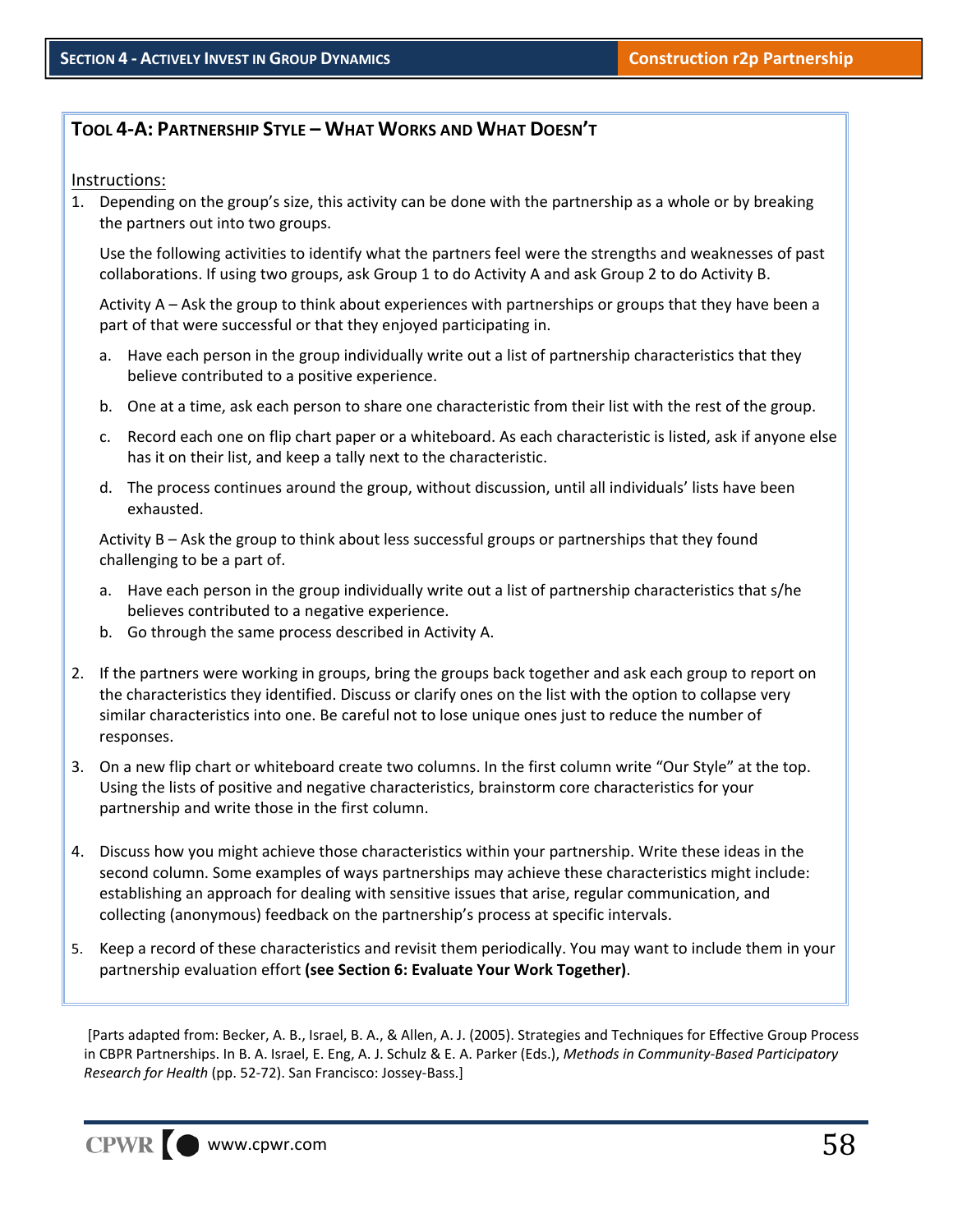## Tool 4-A: Partnership Style – What Works and What Doesn't

Instructions:

1. Depending on the group's size, this activity can be done with the partnership as a whole or by breaking the partners out into two groups.

   Use the following activities to identify what the partners feel were the strengths and weaknesses of past collaborations. If using two groups, ask Group 1 to do Activity A and ask Group 2 to do Activity B.

   Activity A – Ask the group to think about experiences with partnerships or groups that they have been a part of that were successful or that they enjoyed participating in.

   a. Have each person in the group individually write out a list of partnership characteristics that they believe contributed to a positive experience.

   b. One at a time, ask each person to share one characteristic from their list with the rest of the group.

   c. Record each one on flip chart paper or a whiteboard. As each characteristic is listed, ask if anyone else has it on their list, and keep a tally next to the characteristic.

   d. The process continues around the group, without discussion, until all individuals' lists have been exhausted.

   Activity B – Ask the group to think about less successful groups or partnerships that they found challenging to be a part of.

   a. Have each person in the group individually write out a list of partnership characteristics that s/he believes contributed to a negative experience.
   b. Go through the same process described in Activity A.

2. If the partners were working in groups, bring the groups back together and ask each group to report on the characteristics they identified. Discuss or clarify ones on the list with the option to collapse very similar characteristics into one. Be careful not to lose unique ones just to reduce the number of responses.

3. On a new flip chart or whiteboard create two columns. In the first column write "Our Style" at the top. Using the lists of positive and negative characteristics, brainstorm core characteristics for your partnership and write those in the first column.

4. Discuss how you might achieve those characteristics within your partnership. Write these ideas in the second column. Some examples of ways partnerships may achieve these characteristics might include: establishing an approach for dealing with sensitive issues that arise, regular communication, and collecting (anonymous) feedback on the partnership's process at specific intervals.

5. Keep a record of these characteristics and revisit them periodically. You may want to include them in your partnership evaluation effort **(see Section 6: Evaluate Your Work Together)**.

[Parts adapted from: Becker, A. B., Israel, B. A., & Allen, A. J. (2005). Strategies and Techniques for Effective Group Process in CBPR Partnerships. In B. A. Israel, E. Eng, A. J. Schulz & E. A. Parker (Eds.), *Methods in Community-Based Participatory Research for Health* (pp. 52-72). San Francisco: Jossey-Bass.]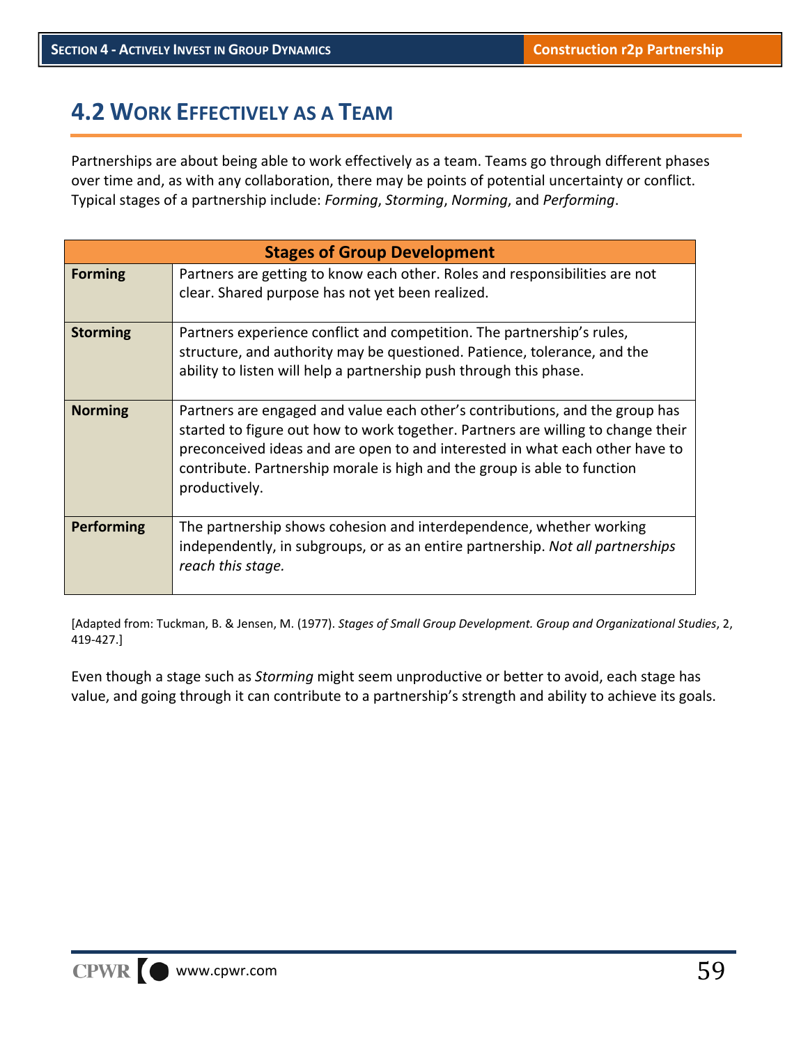## 4.2 Work Effectively as a Team

Partnerships are about being able to work effectively as a team. Teams go through different phases over time and, as with any collaboration, there may be points of potential uncertainty or conflict. Typical stages of a partnership include: *Forming*, *Storming*, *Norming*, and *Performing*.

| Stages of Group Development | |
|---|---|
| **Forming** | Partners are getting to know each other. Roles and responsibilities are not clear. Shared purpose has not yet been realized. |
| **Storming** | Partners experience conflict and competition. The partnership's rules, structure, and authority may be questioned. Patience, tolerance, and the ability to listen will help a partnership push through this phase. |
| **Norming** | Partners are engaged and value each other's contributions, and the group has started to figure out how to work together. Partners are willing to change their preconceived ideas and are open to and interested in what each other have to contribute. Partnership morale is high and the group is able to function productively. |
| **Performing** | The partnership shows cohesion and interdependence, whether working independently, in subgroups, or as an entire partnership. *Not all partnerships reach this stage.* |

[Adapted from: Tuckman, B. & Jensen, M. (1977). *Stages of Small Group Development. Group and Organizational Studies*, 2, 419-427.]

Even though a stage such as *Storming* might seem unproductive or better to avoid, each stage has value, and going through it can contribute to a partnership's strength and ability to achieve its goals.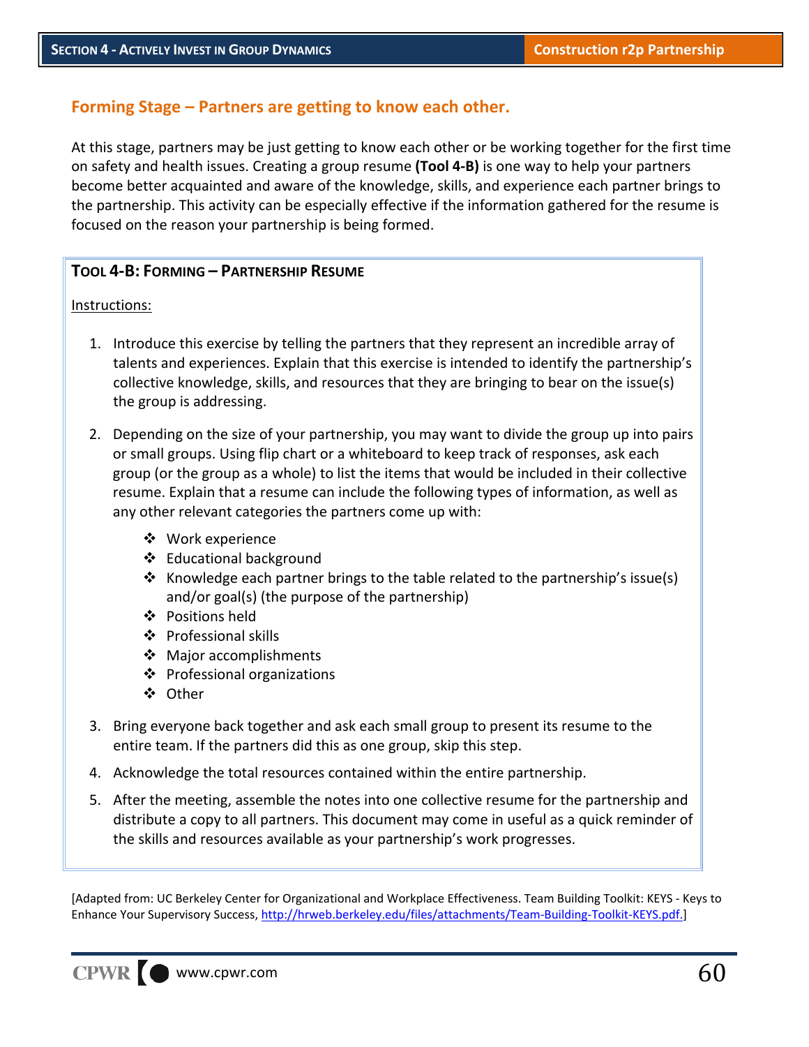## Forming Stage – Partners are getting to know each other.

At this stage, partners may be just getting to know each other or be working together for the first time on safety and health issues. Creating a group resume **(Tool 4-B)** is one way to help your partners become better acquainted and aware of the knowledge, skills, and experience each partner brings to the partnership. This activity can be especially effective if the information gathered for the resume is focused on the reason your partnership is being formed.

### Tool 4-B: Forming – Partnership Resume

Instructions:

1. Introduce this exercise by telling the partners that they represent an incredible array of talents and experiences. Explain that this exercise is intended to identify the partnership's collective knowledge, skills, and resources that they are bringing to bear on the issue(s) the group is addressing.

2. Depending on the size of your partnership, you may want to divide the group up into pairs or small groups. Using flip chart or a whiteboard to keep track of responses, ask each group (or the group as a whole) to list the items that would be included in their collective resume. Explain that a resume can include the following types of information, as well as any other relevant categories the partners come up with:
   - Work experience
   - Educational background
   - Knowledge each partner brings to the table related to the partnership's issue(s) and/or goal(s) (the purpose of the partnership)
   - Positions held
   - Professional skills
   - Major accomplishments
   - Professional organizations
   - Other

3. Bring everyone back together and ask each small group to present its resume to the entire team. If the partners did this as one group, skip this step.

4. Acknowledge the total resources contained within the entire partnership.

5. After the meeting, assemble the notes into one collective resume for the partnership and distribute a copy to all partners. This document may come in useful as a quick reminder of the skills and resources available as your partnership's work progresses.

[Adapted from: UC Berkeley Center for Organizational and Workplace Effectiveness. Team Building Toolkit: KEYS - Keys to Enhance Your Supervisory Success, http://hrweb.berkeley.edu/files/attachments/Team-Building-Toolkit-KEYS.pdf.]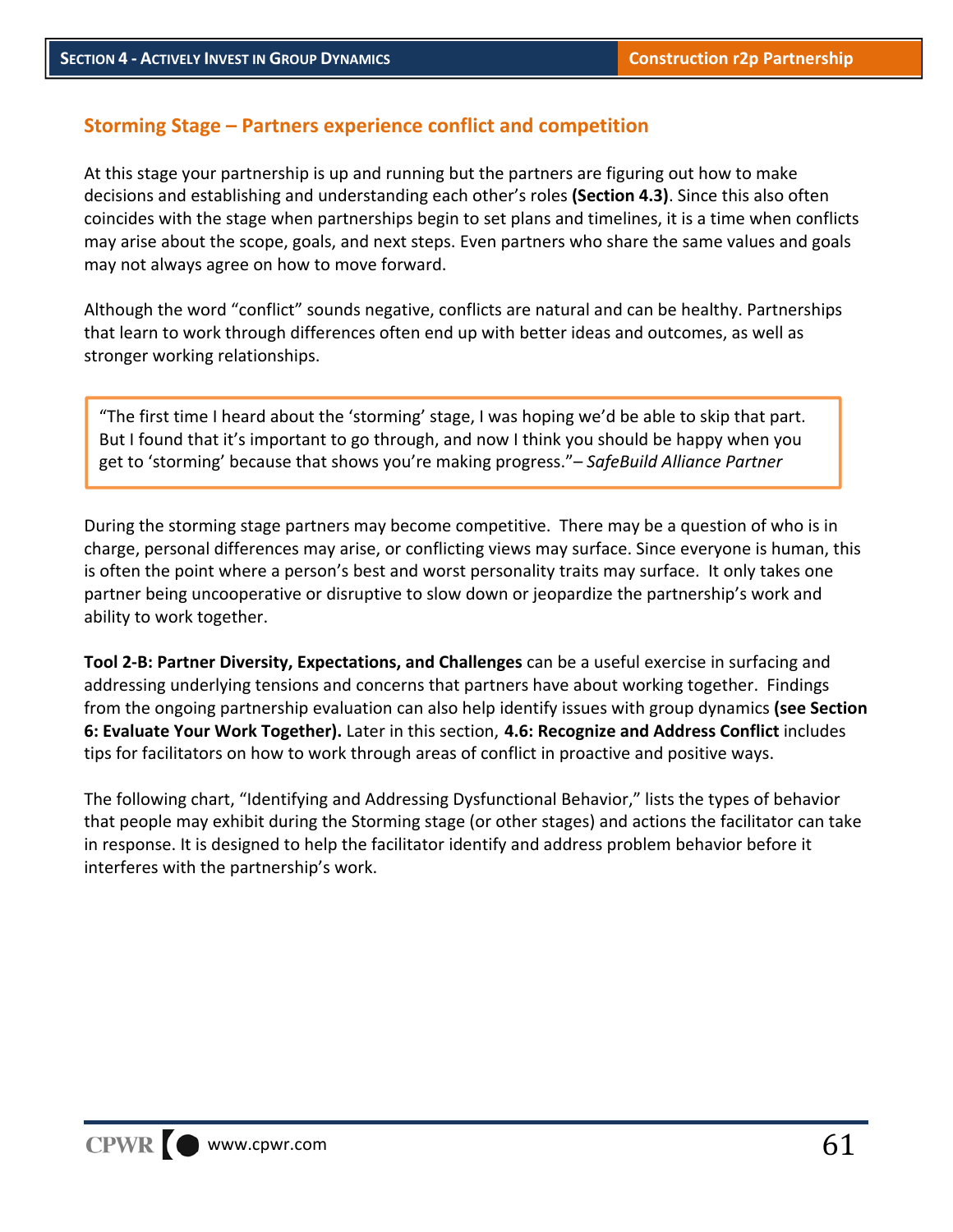## Storming Stage – Partners experience conflict and competition

At this stage your partnership is up and running but the partners are figuring out how to make decisions and establishing and understanding each other's roles **(Section 4.3)**. Since this also often coincides with the stage when partnerships begin to set plans and timelines, it is a time when conflicts may arise about the scope, goals, and next steps. Even partners who share the same values and goals may not always agree on how to move forward.

Although the word "conflict" sounds negative, conflicts are natural and can be healthy. Partnerships that learn to work through differences often end up with better ideas and outcomes, as well as stronger working relationships.

> "The first time I heard about the 'storming' stage, I was hoping we'd be able to skip that part. But I found that it's important to go through, and now I think you should be happy when you get to 'storming' because that shows you're making progress."– *SafeBuild Alliance Partner*

During the storming stage partners may become competitive. There may be a question of who is in charge, personal differences may arise, or conflicting views may surface. Since everyone is human, this is often the point where a person's best and worst personality traits may surface. It only takes one partner being uncooperative or disruptive to slow down or jeopardize the partnership's work and ability to work together.

**Tool 2-B: Partner Diversity, Expectations, and Challenges** can be a useful exercise in surfacing and addressing underlying tensions and concerns that partners have about working together. Findings from the ongoing partnership evaluation can also help identify issues with group dynamics **(see Section 6: Evaluate Your Work Together).** Later in this section, **4.6: Recognize and Address Conflict** includes tips for facilitators on how to work through areas of conflict in proactive and positive ways.

The following chart, "Identifying and Addressing Dysfunctional Behavior," lists the types of behavior that people may exhibit during the Storming stage (or other stages) and actions the facilitator can take in response. It is designed to help the facilitator identify and address problem behavior before it interferes with the partnership's work.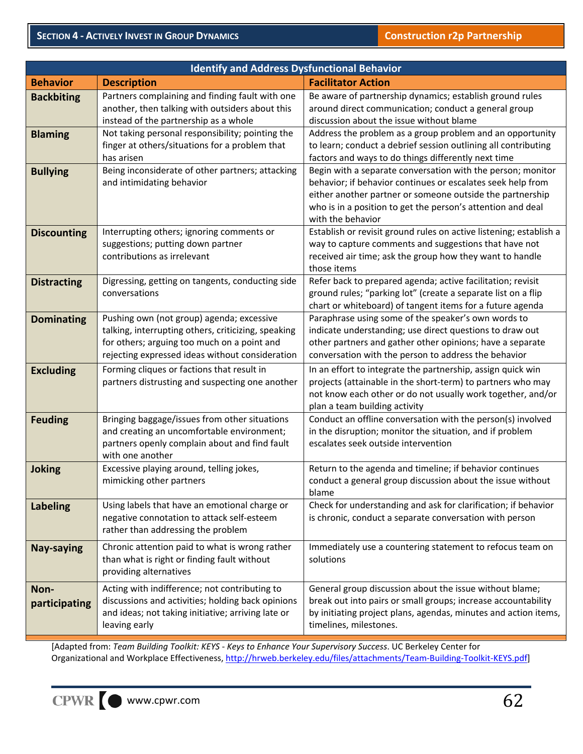| Identify and Address Dysfunctional Behavior | | |
|---|---|---|
| **Behavior** | **Description** | **Facilitator Action** |
| **Backbiting** | Partners complaining and finding fault with one another, then talking with outsiders about this instead of the partnership as a whole | Be aware of partnership dynamics; establish ground rules around direct communication; conduct a general group discussion about the issue without blame |
| **Blaming** | Not taking personal responsibility; pointing the finger at others/situations for a problem that has arisen | Address the problem as a group problem and an opportunity to learn; conduct a debrief session outlining all contributing factors and ways to do things differently next time |
| **Bullying** | Being inconsiderate of other partners; attacking and intimidating behavior | Begin with a separate conversation with the person; monitor behavior; if behavior continues or escalates seek help from either another partner or someone outside the partnership who is in a position to get the person's attention and deal with the behavior |
| **Discounting** | Interrupting others; ignoring comments or suggestions; putting down partner contributions as irrelevant | Establish or revisit ground rules on active listening; establish a way to capture comments and suggestions that have not received air time; ask the group how they want to handle those items |
| **Distracting** | Digressing, getting on tangents, conducting side conversations | Refer back to prepared agenda; active facilitation; revisit ground rules; "parking lot" (create a separate list on a flip chart or whiteboard) of tangent items for a future agenda |
| **Dominating** | Pushing own (not group) agenda; excessive talking, interrupting others, criticizing, speaking for others; arguing too much on a point and rejecting expressed ideas without consideration | Paraphrase using some of the speaker's own words to indicate understanding; use direct questions to draw out other partners and gather other opinions; have a separate conversation with the person to address the behavior |
| **Excluding** | Forming cliques or factions that result in partners distrusting and suspecting one another | In an effort to integrate the partnership, assign quick win projects (attainable in the short-term) to partners who may not know each other or do not usually work together, and/or plan a team building activity |
| **Feuding** | Bringing baggage/issues from other situations and creating an uncomfortable environment; partners openly complain about and find fault with one another | Conduct an offline conversation with the person(s) involved in the disruption; monitor the situation, and if problem escalates seek outside intervention |
| **Joking** | Excessive playing around, telling jokes, mimicking other partners | Return to the agenda and timeline; if behavior continues conduct a general group discussion about the issue without blame |
| **Labeling** | Using labels that have an emotional charge or negative connotation to attack self-esteem rather than addressing the problem | Check for understanding and ask for clarification; if behavior is chronic, conduct a separate conversation with person |
| **Nay-saying** | Chronic attention paid to what is wrong rather than what is right or finding fault without providing alternatives | Immediately use a countering statement to refocus team on solutions |
| **Non-participating** | Acting with indifference; not contributing to discussions and activities; holding back opinions and ideas; not taking initiative; arriving late or leaving early | General group discussion about the issue without blame; break out into pairs or small groups; increase accountability by initiating project plans, agendas, minutes and action items, timelines, milestones. |

[Adapted from: *Team Building Toolkit: KEYS - Keys to Enhance Your Supervisory Success*. UC Berkeley Center for Organizational and Workplace Effectiveness, http://hrweb.berkeley.edu/files/attachments/Team-Building-Toolkit-KEYS.pdf]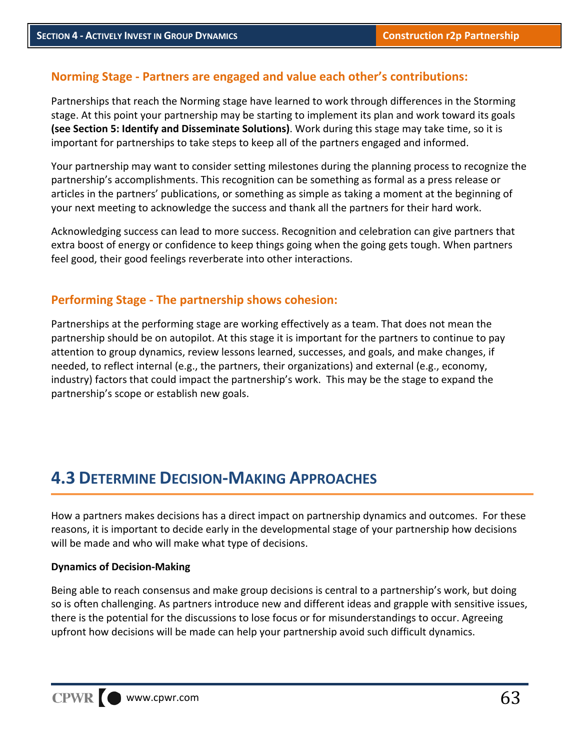### Norming Stage - Partners are engaged and value each other's contributions:

Partnerships that reach the Norming stage have learned to work through differences in the Storming stage. At this point your partnership may be starting to implement its plan and work toward its goals **(see Section 5: Identify and Disseminate Solutions)**. Work during this stage may take time, so it is important for partnerships to take steps to keep all of the partners engaged and informed.

Your partnership may want to consider setting milestones during the planning process to recognize the partnership's accomplishments. This recognition can be something as formal as a press release or articles in the partners' publications, or something as simple as taking a moment at the beginning of your next meeting to acknowledge the success and thank all the partners for their hard work.

Acknowledging success can lead to more success. Recognition and celebration can give partners that extra boost of energy or confidence to keep things going when the going gets tough. When partners feel good, their good feelings reverberate into other interactions.

### Performing Stage - The partnership shows cohesion:

Partnerships at the performing stage are working effectively as a team. That does not mean the partnership should be on autopilot. At this stage it is important for the partners to continue to pay attention to group dynamics, review lessons learned, successes, and goals, and make changes, if needed, to reflect internal (e.g., the partners, their organizations) and external (e.g., economy, industry) factors that could impact the partnership's work. This may be the stage to expand the partnership's scope or establish new goals.

## 4.3 Determine Decision-Making Approaches

How a partners makes decisions has a direct impact on partnership dynamics and outcomes. For these reasons, it is important to decide early in the developmental stage of your partnership how decisions will be made and who will make what type of decisions.

**Dynamics of Decision-Making**

Being able to reach consensus and make group decisions is central to a partnership's work, but doing so is often challenging. As partners introduce new and different ideas and grapple with sensitive issues, there is the potential for the discussions to lose focus or for misunderstandings to occur. Agreeing upfront how decisions will be made can help your partnership avoid such difficult dynamics.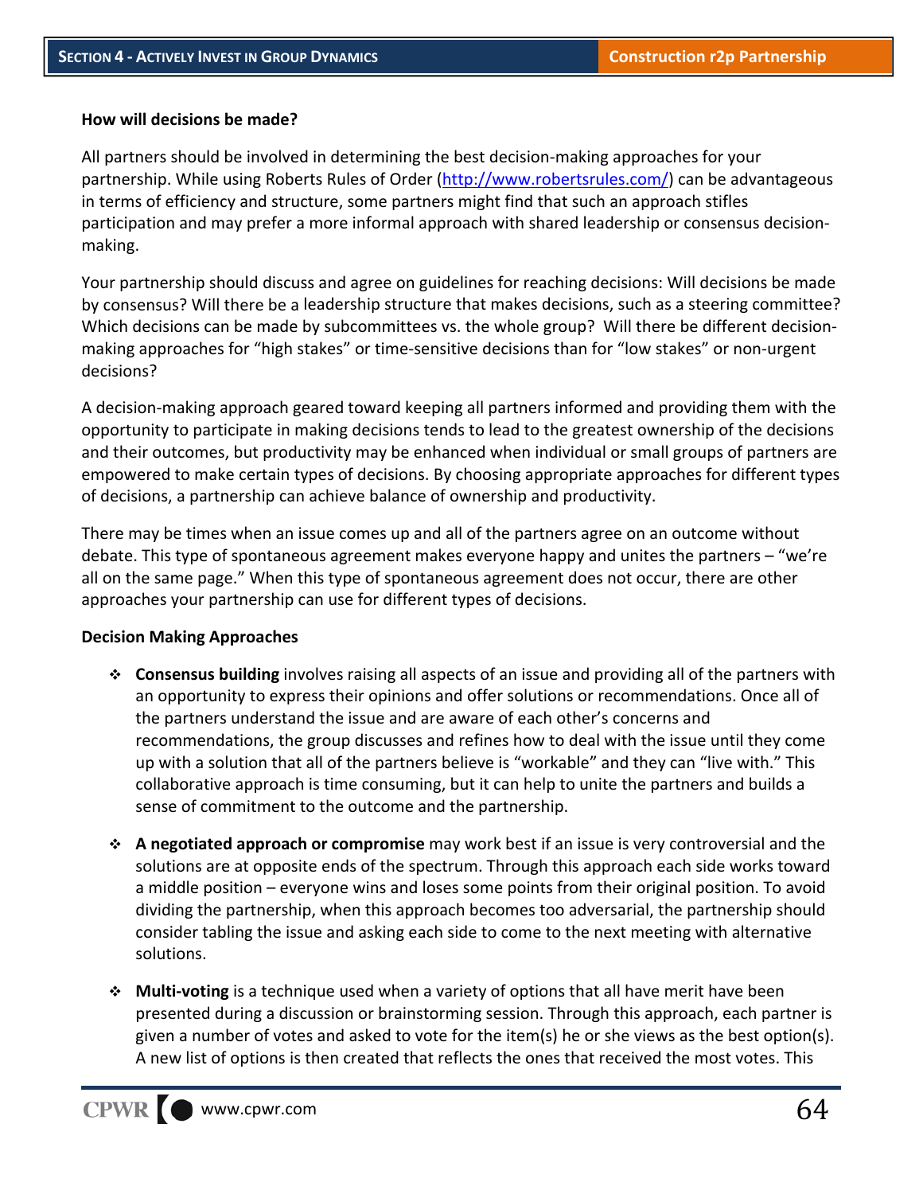**How will decisions be made?**

All partners should be involved in determining the best decision-making approaches for your partnership. While using Roberts Rules of Order (http://www.robertsrules.com/) can be advantageous in terms of efficiency and structure, some partners might find that such an approach stifles participation and may prefer a more informal approach with shared leadership or consensus decision-making.

Your partnership should discuss and agree on guidelines for reaching decisions: Will decisions be made by consensus? Will there be a leadership structure that makes decisions, such as a steering committee? Which decisions can be made by subcommittees vs. the whole group? Will there be different decision-making approaches for “high stakes” or time-sensitive decisions than for “low stakes” or non-urgent decisions?

A decision-making approach geared toward keeping all partners informed and providing them with the opportunity to participate in making decisions tends to lead to the greatest ownership of the decisions and their outcomes, but productivity may be enhanced when individual or small groups of partners are empowered to make certain types of decisions. By choosing appropriate approaches for different types of decisions, a partnership can achieve balance of ownership and productivity.

There may be times when an issue comes up and all of the partners agree on an outcome without debate. This type of spontaneous agreement makes everyone happy and unites the partners – “we’re all on the same page.” When this type of spontaneous agreement does not occur, there are other approaches your partnership can use for different types of decisions.

**Decision Making Approaches**

- **Consensus building** involves raising all aspects of an issue and providing all of the partners with an opportunity to express their opinions and offer solutions or recommendations. Once all of the partners understand the issue and are aware of each other’s concerns and recommendations, the group discusses and refines how to deal with the issue until they come up with a solution that all of the partners believe is “workable” and they can “live with.” This collaborative approach is time consuming, but it can help to unite the partners and builds a sense of commitment to the outcome and the partnership.

- **A negotiated approach or compromise** may work best if an issue is very controversial and the solutions are at opposite ends of the spectrum. Through this approach each side works toward a middle position – everyone wins and loses some points from their original position. To avoid dividing the partnership, when this approach becomes too adversarial, the partnership should consider tabling the issue and asking each side to come to the next meeting with alternative solutions.

- **Multi-voting** is a technique used when a variety of options that all have merit have been presented during a discussion or brainstorming session. Through this approach, each partner is given a number of votes and asked to vote for the item(s) he or she views as the best option(s). A new list of options is then created that reflects the ones that received the most votes. This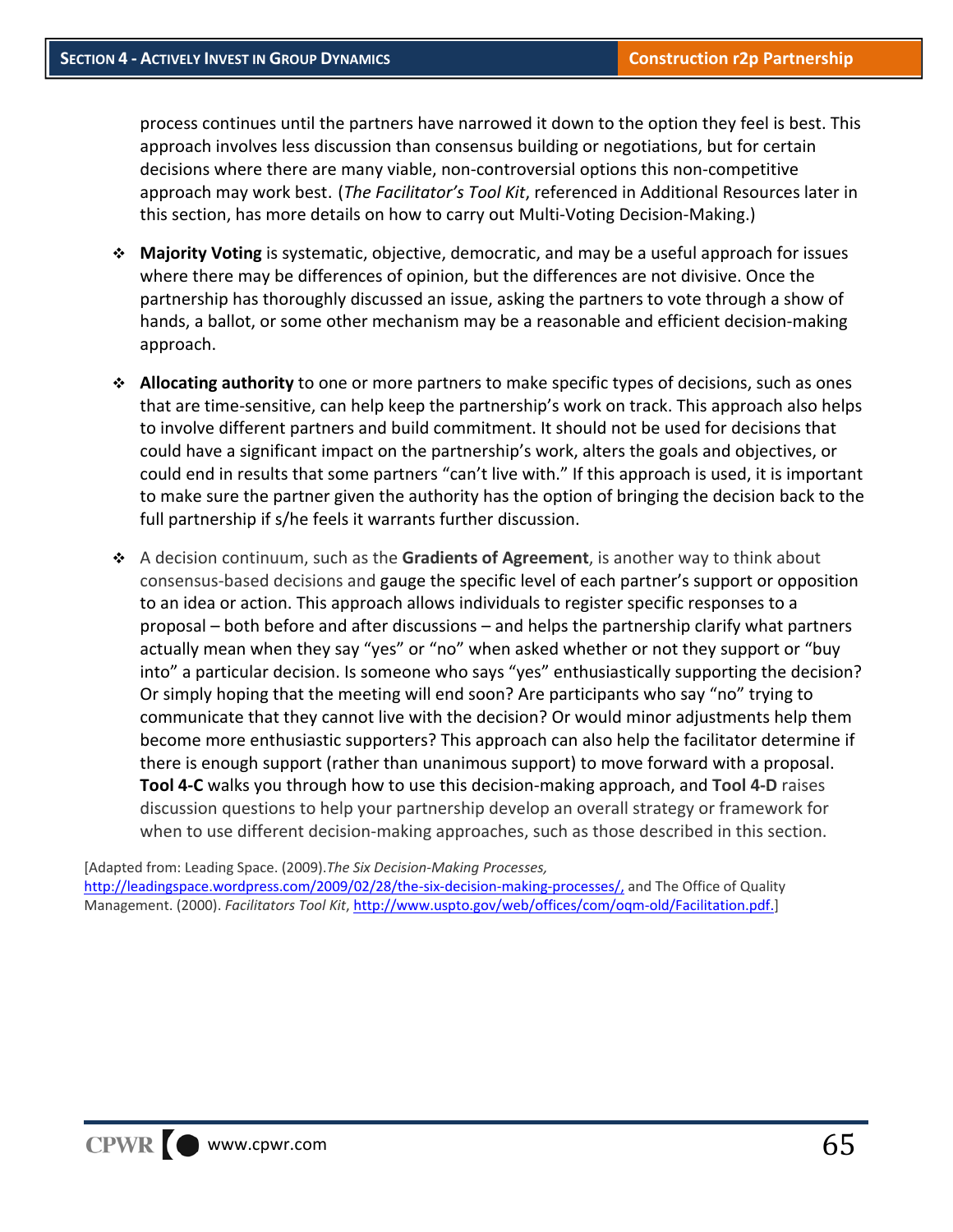process continues until the partners have narrowed it down to the option they feel is best. This approach involves less discussion than consensus building or negotiations, but for certain decisions where there are many viable, non-controversial options this non-competitive approach may work best. (*The Facilitator's Tool Kit*, referenced in Additional Resources later in this section, has more details on how to carry out Multi-Voting Decision-Making.)

- **Majority Voting** is systematic, objective, democratic, and may be a useful approach for issues where there may be differences of opinion, but the differences are not divisive. Once the partnership has thoroughly discussed an issue, asking the partners to vote through a show of hands, a ballot, or some other mechanism may be a reasonable and efficient decision-making approach.

- **Allocating authority** to one or more partners to make specific types of decisions, such as ones that are time-sensitive, can help keep the partnership's work on track. This approach also helps to involve different partners and build commitment. It should not be used for decisions that could have a significant impact on the partnership's work, alters the goals and objectives, or could end in results that some partners "can't live with." If this approach is used, it is important to make sure the partner given the authority has the option of bringing the decision back to the full partnership if s/he feels it warrants further discussion.

- A decision continuum, such as the **Gradients of Agreement**, is another way to think about consensus-based decisions and gauge the specific level of each partner's support or opposition to an idea or action. This approach allows individuals to register specific responses to a proposal – both before and after discussions – and helps the partnership clarify what partners actually mean when they say "yes" or "no" when asked whether or not they support or "buy into" a particular decision. Is someone who says "yes" enthusiastically supporting the decision? Or simply hoping that the meeting will end soon? Are participants who say "no" trying to communicate that they cannot live with the decision? Or would minor adjustments help them become more enthusiastic supporters? This approach can also help the facilitator determine if there is enough support (rather than unanimous support) to move forward with a proposal. **Tool 4-C** walks you through how to use this decision-making approach, and **Tool 4-D** raises discussion questions to help your partnership develop an overall strategy or framework for when to use different decision-making approaches, such as those described in this section.

[Adapted from: Leading Space. (2009).*The Six Decision-Making Processes,* http://leadingspace.wordpress.com/2009/02/28/the-six-decision-making-processes/, and The Office of Quality Management. (2000). *Facilitators Tool Kit*, http://www.uspto.gov/web/offices/com/oqm-old/Facilitation.pdf.]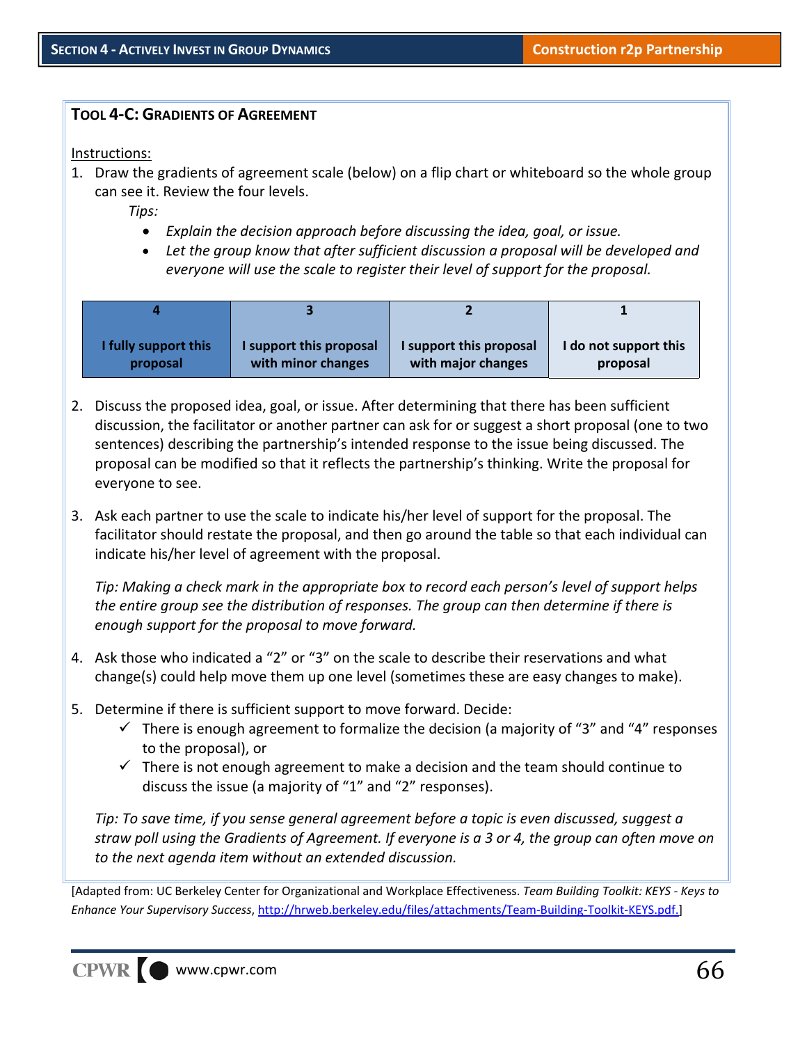### Tool 4-C: Gradients of Agreement

Instructions:

1. Draw the gradients of agreement scale (below) on a flip chart or whiteboard so the whole group can see it. Review the four levels.

   *Tips:*

   - *Explain the decision approach before discussing the idea, goal, or issue.*
   - *Let the group know that after sufficient discussion a proposal will be developed and everyone will use the scale to register their level of support for the proposal.*

| 4 | 3 | 2 | 1 |
|---|---|---|---|
| **I fully support this proposal** | **I support this proposal with minor changes** | **I support this proposal with major changes** | **I do not support this proposal** |

2. Discuss the proposed idea, goal, or issue. After determining that there has been sufficient discussion, the facilitator or another partner can ask for or suggest a short proposal (one to two sentences) describing the partnership's intended response to the issue being discussed. The proposal can be modified so that it reflects the partnership's thinking. Write the proposal for everyone to see.

3. Ask each partner to use the scale to indicate his/her level of support for the proposal. The facilitator should restate the proposal, and then go around the table so that each individual can indicate his/her level of agreement with the proposal.

   *Tip: Making a check mark in the appropriate box to record each person's level of support helps the entire group see the distribution of responses. The group can then determine if there is enough support for the proposal to move forward.*

4. Ask those who indicated a "2" or "3" on the scale to describe their reservations and what change(s) could help move them up one level (sometimes these are easy changes to make).

5. Determine if there is sufficient support to move forward. Decide:
   - ✓ There is enough agreement to formalize the decision (a majority of "3" and "4" responses to the proposal), or
   - ✓ There is not enough agreement to make a decision and the team should continue to discuss the issue (a majority of "1" and "2" responses).

   *Tip: To save time, if you sense general agreement before a topic is even discussed, suggest a straw poll using the Gradients of Agreement. If everyone is a 3 or 4, the group can often move on to the next agenda item without an extended discussion.*

[Adapted from: UC Berkeley Center for Organizational and Workplace Effectiveness. *Team Building Toolkit: KEYS - Keys to Enhance Your Supervisory Success*, http://hrweb.berkeley.edu/files/attachments/Team-Building-Toolkit-KEYS.pdf.]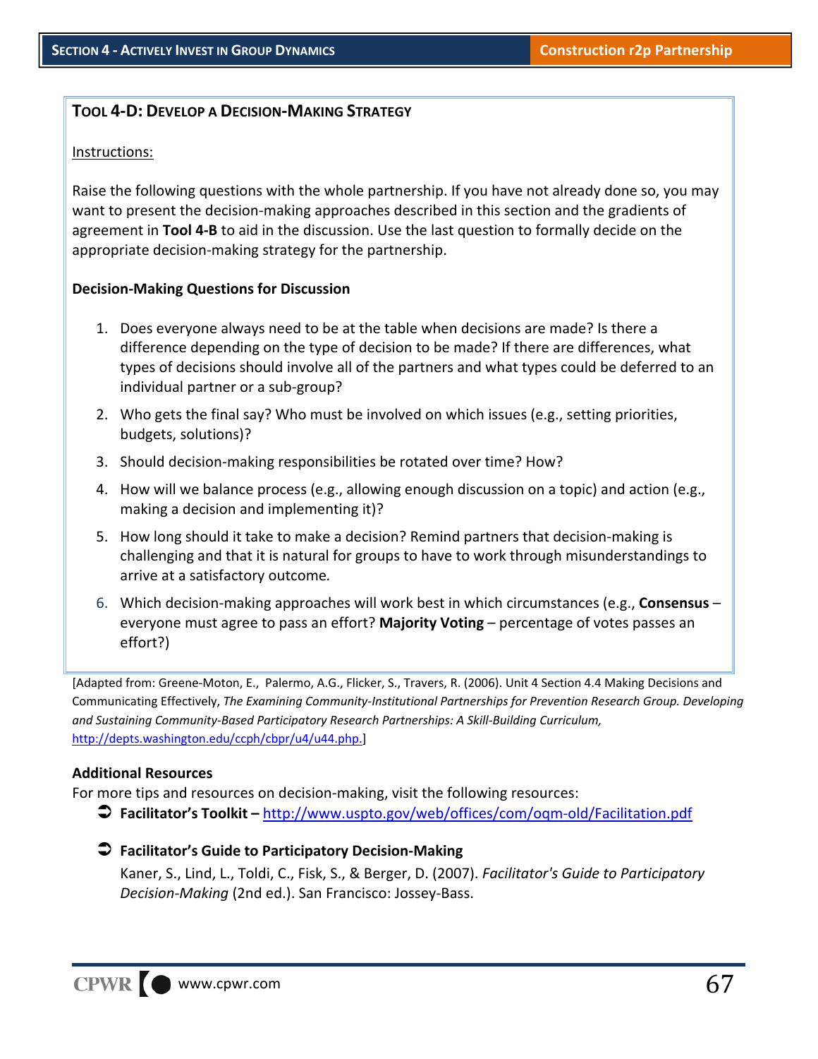### Tool 4-D: Develop a Decision-Making Strategy

Instructions:

Raise the following questions with the whole partnership. If you have not already done so, you may want to present the decision-making approaches described in this section and the gradients of agreement in **Tool 4-B** to aid in the discussion. Use the last question to formally decide on the appropriate decision-making strategy for the partnership.

**Decision-Making Questions for Discussion**

1. Does everyone always need to be at the table when decisions are made? Is there a difference depending on the type of decision to be made? If there are differences, what types of decisions should involve all of the partners and what types could be deferred to an individual partner or a sub-group?
2. Who gets the final say? Who must be involved on which issues (e.g., setting priorities, budgets, solutions)?
3. Should decision-making responsibilities be rotated over time? How?
4. How will we balance process (e.g., allowing enough discussion on a topic) and action (e.g., making a decision and implementing it)?
5. How long should it take to make a decision? Remind partners that decision-making is challenging and that it is natural for groups to have to work through misunderstandings to arrive at a satisfactory outcome.
6. Which decision-making approaches will work best in which circumstances (e.g., **Consensus** – everyone must agree to pass an effort? **Majority Voting** – percentage of votes passes an effort?)

[Adapted from: Greene-Moton, E., Palermo, A.G., Flicker, S., Travers, R. (2006). Unit 4 Section 4.4 Making Decisions and Communicating Effectively, *The Examining Community-Institutional Partnerships for Prevention Research Group. Developing and Sustaining Community-Based Participatory Research Partnerships: A Skill-Building Curriculum,* http://depts.washington.edu/ccph/cbpr/u4/u44.php.]

**Additional Resources**

For more tips and resources on decision-making, visit the following resources:

- **Facilitator's Toolkit –** http://www.uspto.gov/web/offices/com/oqm-old/Facilitation.pdf
- **Facilitator's Guide to Participatory Decision-Making**
  Kaner, S., Lind, L., Toldi, C., Fisk, S., & Berger, D. (2007). *Facilitator's Guide to Participatory Decision-Making* (2nd ed.). San Francisco: Jossey-Bass.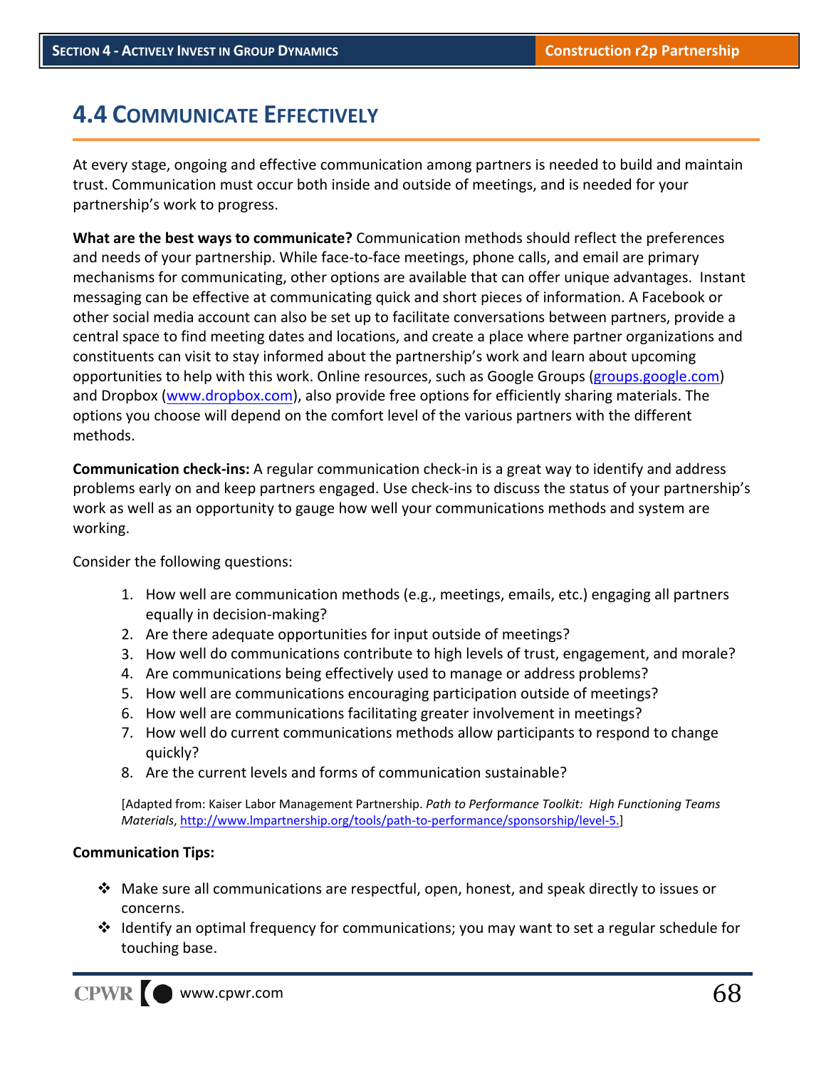## 4.4 Communicate Effectively

At every stage, ongoing and effective communication among partners is needed to build and maintain trust. Communication must occur both inside and outside of meetings, and is needed for your partnership's work to progress.

**What are the best ways to communicate?** Communication methods should reflect the preferences and needs of your partnership. While face-to-face meetings, phone calls, and email are primary mechanisms for communicating, other options are available that can offer unique advantages. Instant messaging can be effective at communicating quick and short pieces of information. A Facebook or other social media account can also be set up to facilitate conversations between partners, provide a central space to find meeting dates and locations, and create a place where partner organizations and constituents can visit to stay informed about the partnership's work and learn about upcoming opportunities to help with this work. Online resources, such as Google Groups (groups.google.com) and Dropbox (www.dropbox.com), also provide free options for efficiently sharing materials. The options you choose will depend on the comfort level of the various partners with the different methods.

**Communication check-ins:** A regular communication check-in is a great way to identify and address problems early on and keep partners engaged. Use check-ins to discuss the status of your partnership's work as well as an opportunity to gauge how well your communications methods and system are working.

Consider the following questions:

1. How well are communication methods (e.g., meetings, emails, etc.) engaging all partners equally in decision-making?
2. Are there adequate opportunities for input outside of meetings?
3. How well do communications contribute to high levels of trust, engagement, and morale?
4. Are communications being effectively used to manage or address problems?
5. How well are communications encouraging participation outside of meetings?
6. How well are communications facilitating greater involvement in meetings?
7. How well do current communications methods allow participants to respond to change quickly?
8. Are the current levels and forms of communication sustainable?

[Adapted from: Kaiser Labor Management Partnership. *Path to Performance Toolkit: High Functioning Teams Materials*, http://www.lmpartnership.org/tools/path-to-performance/sponsorship/level-5.]

**Communication Tips:**

- Make sure all communications are respectful, open, honest, and speak directly to issues or concerns.
- Identify an optimal frequency for communications; you may want to set a regular schedule for touching base.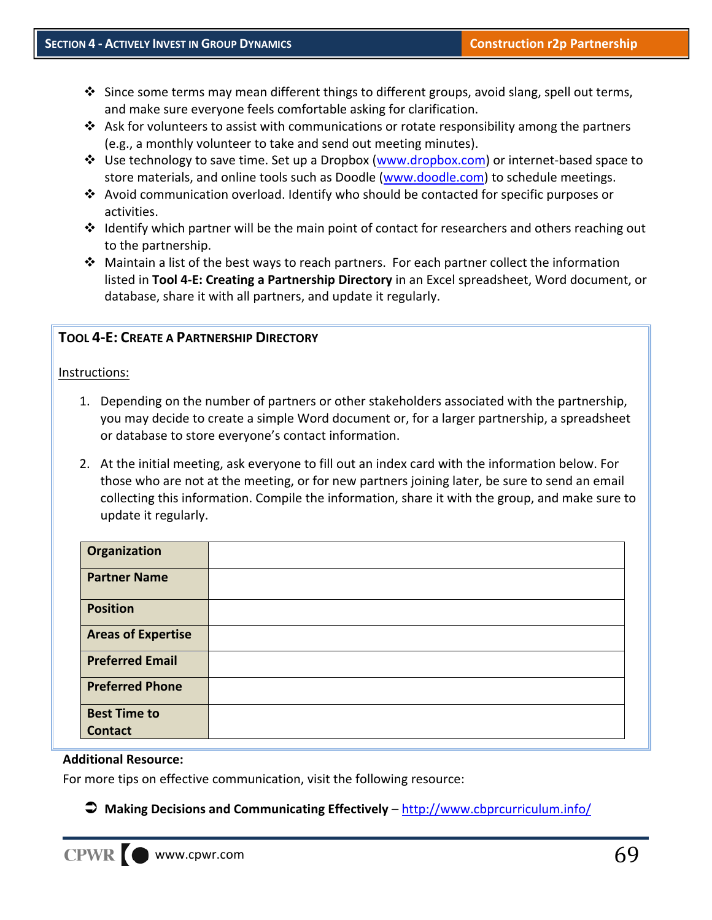- Since some terms may mean different things to different groups, avoid slang, spell out terms, and make sure everyone feels comfortable asking for clarification.
- Ask for volunteers to assist with communications or rotate responsibility among the partners (e.g., a monthly volunteer to take and send out meeting minutes).
- Use technology to save time. Set up a Dropbox (www.dropbox.com) or internet-based space to store materials, and online tools such as Doodle (www.doodle.com) to schedule meetings.
- Avoid communication overload. Identify who should be contacted for specific purposes or activities.
- Identify which partner will be the main point of contact for researchers and others reaching out to the partnership.
- Maintain a list of the best ways to reach partners. For each partner collect the information listed in **Tool 4-E: Creating a Partnership Directory** in an Excel spreadsheet, Word document, or database, share it with all partners, and update it regularly.

### TOOL 4-E: CREATE A PARTNERSHIP DIRECTORY

Instructions:

1. Depending on the number of partners or other stakeholders associated with the partnership, you may decide to create a simple Word document or, for a larger partnership, a spreadsheet or database to store everyone's contact information.

2. At the initial meeting, ask everyone to fill out an index card with the information below. For those who are not at the meeting, or for new partners joining later, be sure to send an email collecting this information. Compile the information, share it with the group, and make sure to update it regularly.

| **Organization** | |
|---|---|
| **Partner Name** | |
| **Position** | |
| **Areas of Expertise** | |
| **Preferred Email** | |
| **Preferred Phone** | |
| **Best Time to Contact** | |

**Additional Resource:**

For more tips on effective communication, visit the following resource:

- **Making Decisions and Communicating Effectively** – http://www.cbprcurriculum.info/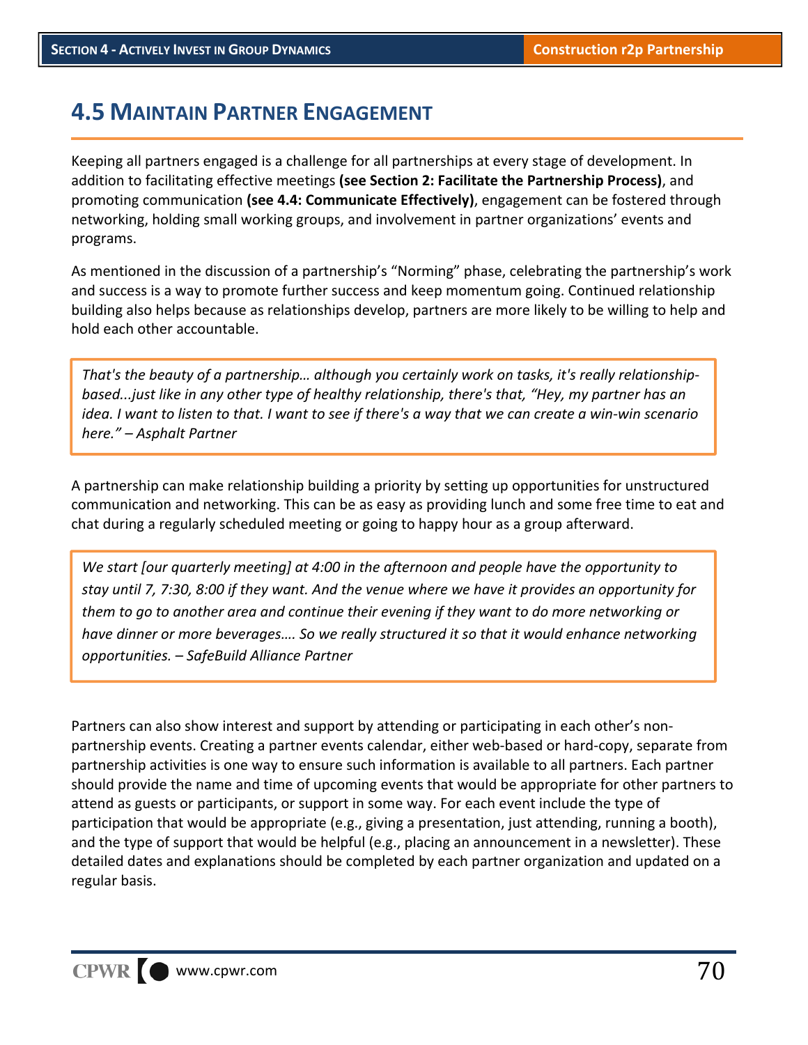## 4.5 Maintain Partner Engagement

Keeping all partners engaged is a challenge for all partnerships at every stage of development. In addition to facilitating effective meetings **(see Section 2: Facilitate the Partnership Process)**, and promoting communication **(see 4.4: Communicate Effectively)**, engagement can be fostered through networking, holding small working groups, and involvement in partner organizations' events and programs.

As mentioned in the discussion of a partnership's "Norming" phase, celebrating the partnership's work and success is a way to promote further success and keep momentum going. Continued relationship building also helps because as relationships develop, partners are more likely to be willing to help and hold each other accountable.

> *That's the beauty of a partnership… although you certainly work on tasks, it's really relationship-based...just like in any other type of healthy relationship, there's that, "Hey, my partner has an idea. I want to listen to that. I want to see if there's a way that we can create a win-win scenario here." – Asphalt Partner*

A partnership can make relationship building a priority by setting up opportunities for unstructured communication and networking. This can be as easy as providing lunch and some free time to eat and chat during a regularly scheduled meeting or going to happy hour as a group afterward.

> *We start [our quarterly meeting] at 4:00 in the afternoon and people have the opportunity to stay until 7, 7:30, 8:00 if they want. And the venue where we have it provides an opportunity for them to go to another area and continue their evening if they want to do more networking or have dinner or more beverages…. So we really structured it so that it would enhance networking opportunities. – SafeBuild Alliance Partner*

Partners can also show interest and support by attending or participating in each other's non-partnership events. Creating a partner events calendar, either web-based or hard-copy, separate from partnership activities is one way to ensure such information is available to all partners. Each partner should provide the name and time of upcoming events that would be appropriate for other partners to attend as guests or participants, or support in some way. For each event include the type of participation that would be appropriate (e.g., giving a presentation, just attending, running a booth), and the type of support that would be helpful (e.g., placing an announcement in a newsletter). These detailed dates and explanations should be completed by each partner organization and updated on a regular basis.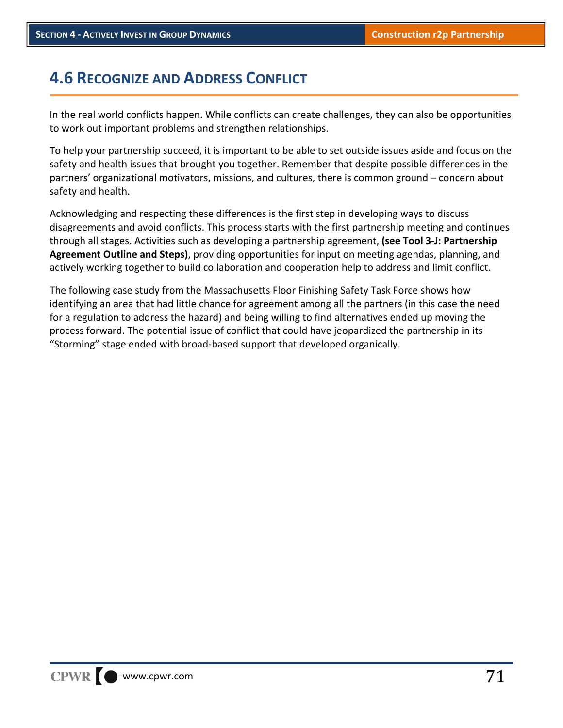## 4.6 Recognize and Address Conflict

In the real world conflicts happen. While conflicts can create challenges, they can also be opportunities to work out important problems and strengthen relationships.

To help your partnership succeed, it is important to be able to set outside issues aside and focus on the safety and health issues that brought you together. Remember that despite possible differences in the partners' organizational motivators, missions, and cultures, there is common ground – concern about safety and health.

Acknowledging and respecting these differences is the first step in developing ways to discuss disagreements and avoid conflicts. This process starts with the first partnership meeting and continues through all stages. Activities such as developing a partnership agreement, **(see Tool 3-J: Partnership Agreement Outline and Steps)**, providing opportunities for input on meeting agendas, planning, and actively working together to build collaboration and cooperation help to address and limit conflict.

The following case study from the Massachusetts Floor Finishing Safety Task Force shows how identifying an area that had little chance for agreement among all the partners (in this case the need for a regulation to address the hazard) and being willing to find alternatives ended up moving the process forward. The potential issue of conflict that could have jeopardized the partnership in its "Storming" stage ended with broad-based support that developed organically.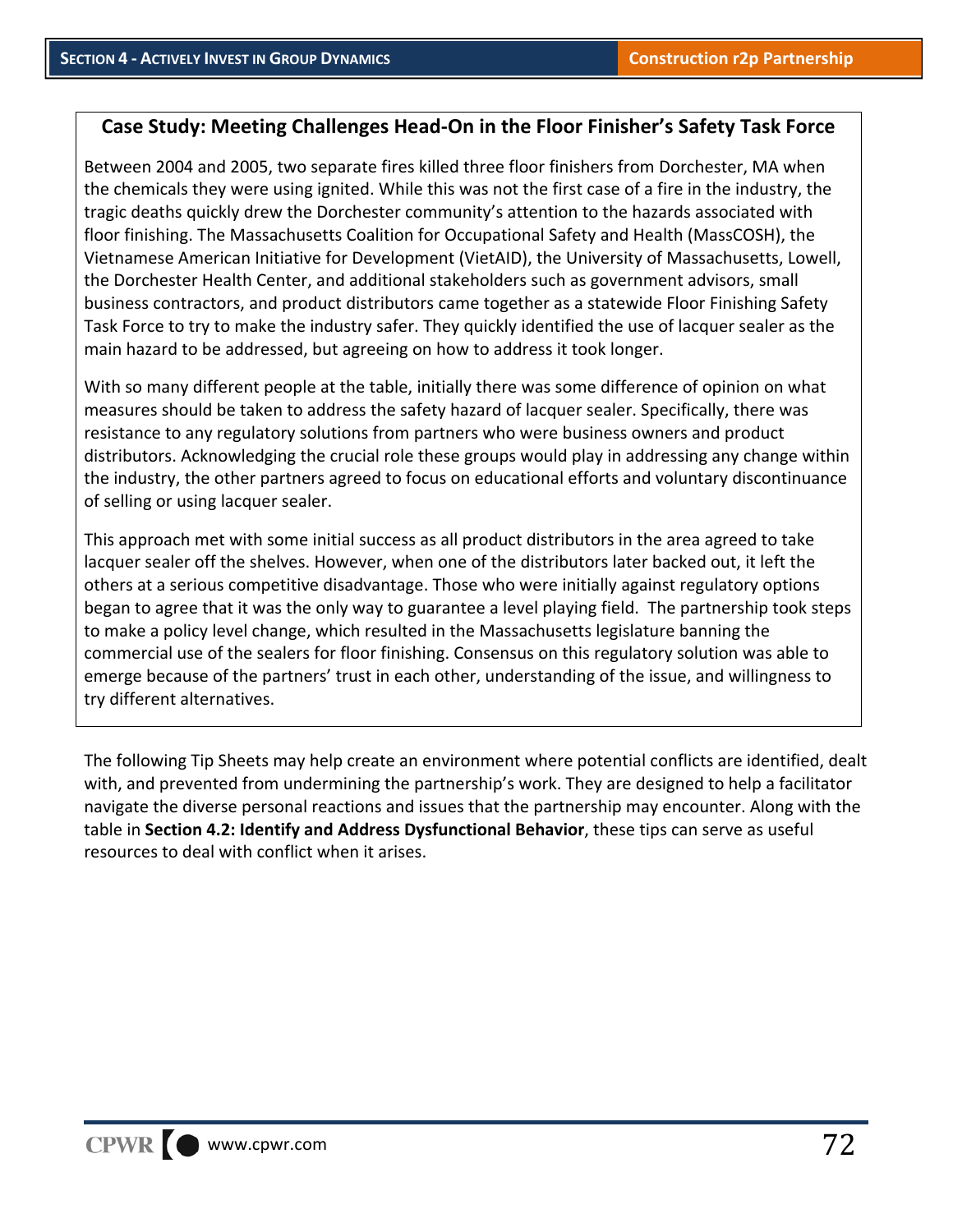### Case Study: Meeting Challenges Head-On in the Floor Finisher's Safety Task Force

Between 2004 and 2005, two separate fires killed three floor finishers from Dorchester, MA when the chemicals they were using ignited. While this was not the first case of a fire in the industry, the tragic deaths quickly drew the Dorchester community's attention to the hazards associated with floor finishing. The Massachusetts Coalition for Occupational Safety and Health (MassCOSH), the Vietnamese American Initiative for Development (VietAID), the University of Massachusetts, Lowell, the Dorchester Health Center, and additional stakeholders such as government advisors, small business contractors, and product distributors came together as a statewide Floor Finishing Safety Task Force to try to make the industry safer. They quickly identified the use of lacquer sealer as the main hazard to be addressed, but agreeing on how to address it took longer.

With so many different people at the table, initially there was some difference of opinion on what measures should be taken to address the safety hazard of lacquer sealer. Specifically, there was resistance to any regulatory solutions from partners who were business owners and product distributors. Acknowledging the crucial role these groups would play in addressing any change within the industry, the other partners agreed to focus on educational efforts and voluntary discontinuance of selling or using lacquer sealer.

This approach met with some initial success as all product distributors in the area agreed to take lacquer sealer off the shelves. However, when one of the distributors later backed out, it left the others at a serious competitive disadvantage. Those who were initially against regulatory options began to agree that it was the only way to guarantee a level playing field. The partnership took steps to make a policy level change, which resulted in the Massachusetts legislature banning the commercial use of the sealers for floor finishing. Consensus on this regulatory solution was able to emerge because of the partners' trust in each other, understanding of the issue, and willingness to try different alternatives.

The following Tip Sheets may help create an environment where potential conflicts are identified, dealt with, and prevented from undermining the partnership's work. They are designed to help a facilitator navigate the diverse personal reactions and issues that the partnership may encounter. Along with the table in **Section 4.2: Identify and Address Dysfunctional Behavior**, these tips can serve as useful resources to deal with conflict when it arises.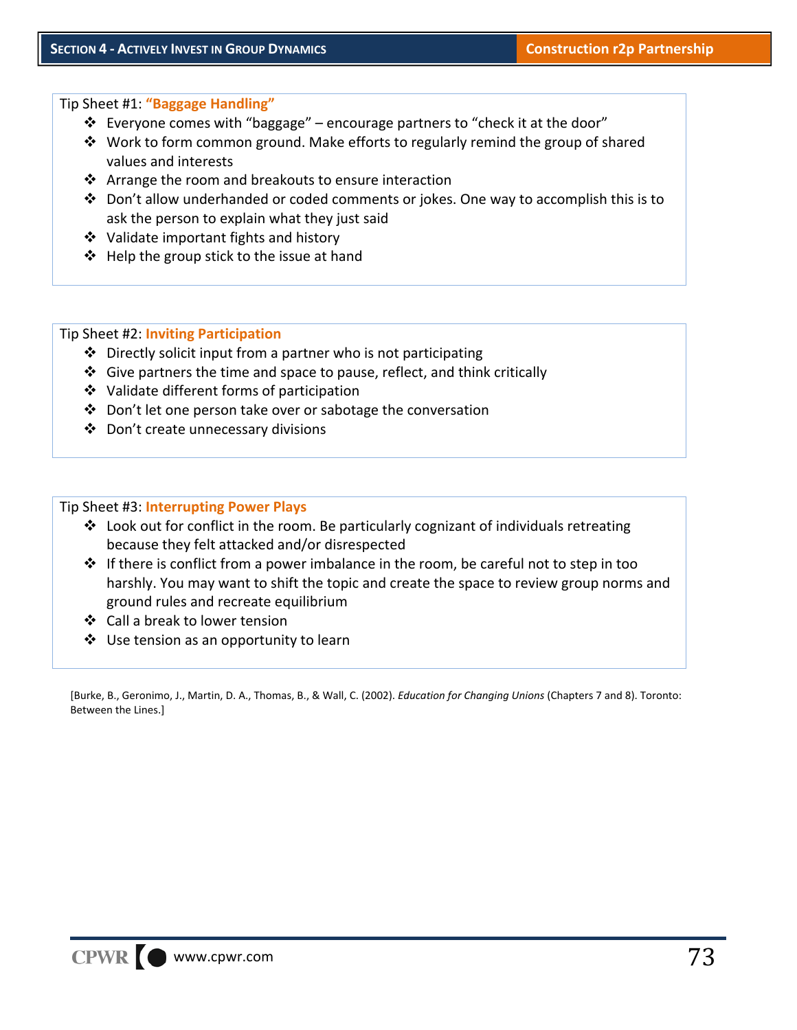Tip Sheet #1: **"Baggage Handling"**

- Everyone comes with "baggage" – encourage partners to "check it at the door"
- Work to form common ground. Make efforts to regularly remind the group of shared values and interests
- Arrange the room and breakouts to ensure interaction
- Don't allow underhanded or coded comments or jokes. One way to accomplish this is to ask the person to explain what they just said
- Validate important fights and history
- Help the group stick to the issue at hand

Tip Sheet #2: **Inviting Participation**

- Directly solicit input from a partner who is not participating
- Give partners the time and space to pause, reflect, and think critically
- Validate different forms of participation
- Don't let one person take over or sabotage the conversation
- Don't create unnecessary divisions

Tip Sheet #3: **Interrupting Power Plays**

- Look out for conflict in the room. Be particularly cognizant of individuals retreating because they felt attacked and/or disrespected
- If there is conflict from a power imbalance in the room, be careful not to step in too harshly. You may want to shift the topic and create the space to review group norms and ground rules and recreate equilibrium
- Call a break to lower tension
- Use tension as an opportunity to learn

[Burke, B., Geronimo, J., Martin, D. A., Thomas, B., & Wall, C. (2002). *Education for Changing Unions* (Chapters 7 and 8). Toronto: Between the Lines.]